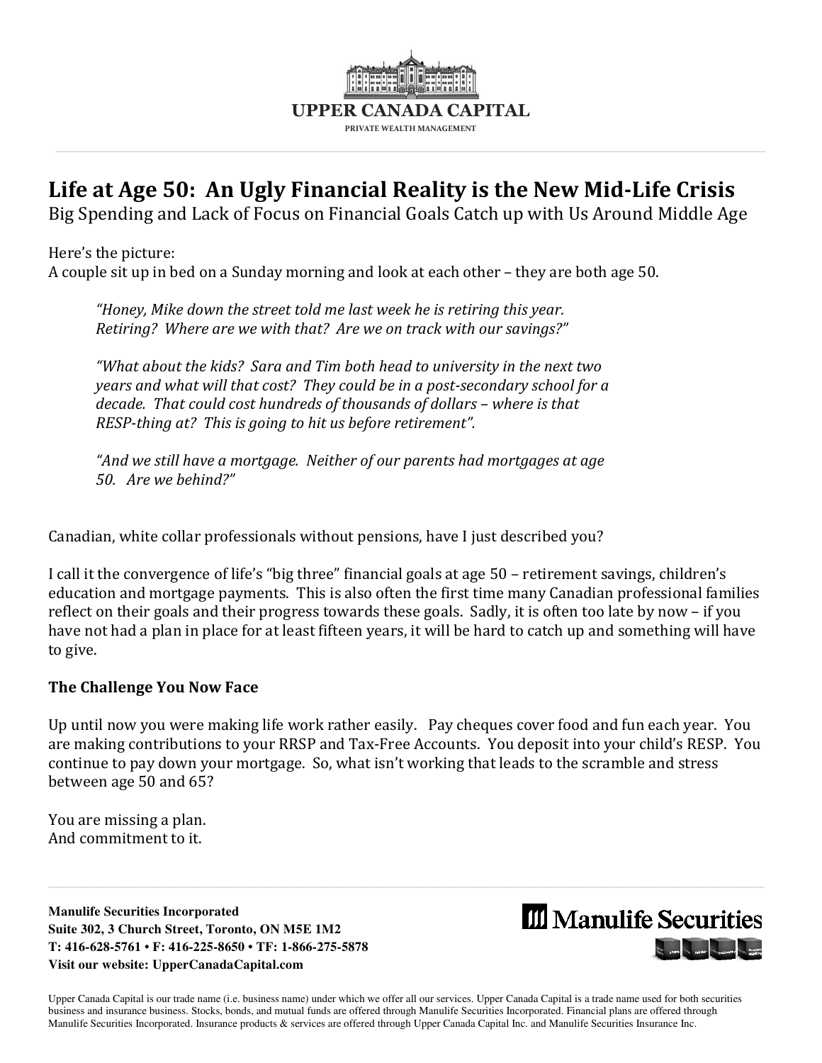UPPER CANADA CAPITAL
PRIVATE WEALTH MANAGEMENT

# Life at Age 50: An Ugly Financial Reality is the New Mid-Life Crisis

Big Spending and Lack of Focus on Financial Goals Catch up with Us Around Middle Age

Here's the picture:
A couple sit up in bed on a Sunday morning and look at each other – they are both age 50.

> *"Honey, Mike down the street told me last week he is retiring this year. Retiring? Where are we with that? Are we on track with our savings?"*
>
> *"What about the kids? Sara and Tim both head to university in the next two years and what will that cost? They could be in a post-secondary school for a decade. That could cost hundreds of thousands of dollars – where is that RESP-thing at? This is going to hit us before retirement".*
>
> *"And we still have a mortgage. Neither of our parents had mortgages at age 50. Are we behind?"*

Canadian, white collar professionals without pensions, have I just described you?

I call it the convergence of life's "big three" financial goals at age 50 – retirement savings, children's education and mortgage payments. This is also often the first time many Canadian professional families reflect on their goals and their progress towards these goals. Sadly, it is often too late by now – if you have not had a plan in place for at least fifteen years, it will be hard to catch up and something will have to give.

### The Challenge You Now Face

Up until now you were making life work rather easily. Pay cheques cover food and fun each year. You are making contributions to your RRSP and Tax-Free Accounts. You deposit into your child's RESP. You continue to pay down your mortgage. So, what isn't working that leads to the scramble and stress between age 50 and 65?

You are missing a plan.
And commitment to it.

**Manulife Securities Incorporated**
**Suite 302, 3 Church Street, Toronto, ON M5E 1M2**
**T: 416-628-5761 • F: 416-225-8650 • TF: 1-866-275-5878**
**Visit our website: UpperCanadaCapital.com**

Manulife Securities

Upper Canada Capital is our trade name (i.e. business name) under which we offer all our services. Upper Canada Capital is a trade name used for both securities business and insurance business. Stocks, bonds, and mutual funds are offered through Manulife Securities Incorporated. Financial plans are offered through Manulife Securities Incorporated. Insurance products & services are offered through Upper Canada Capital Inc. and Manulife Securities Insurance Inc.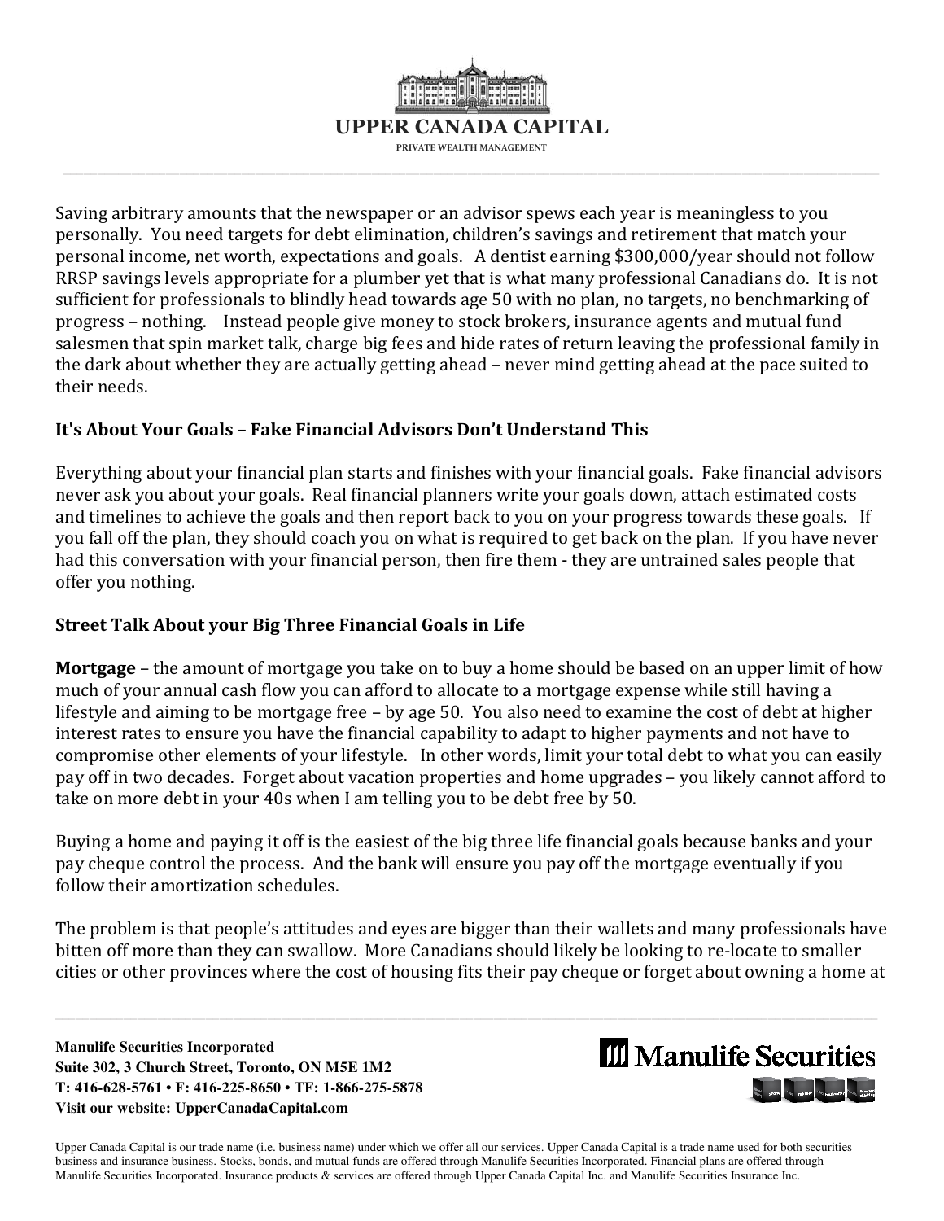Saving arbitrary amounts that the newspaper or an advisor spews each year is meaningless to you personally. You need targets for debt elimination, children's savings and retirement that match your personal income, net worth, expectations and goals. A dentist earning $300,000/year should not follow RRSP savings levels appropriate for a plumber yet that is what many professional Canadians do. It is not sufficient for professionals to blindly head towards age 50 with no plan, no targets, no benchmarking of progress – nothing. Instead people give money to stock brokers, insurance agents and mutual fund salesmen that spin market talk, charge big fees and hide rates of return leaving the professional family in the dark about whether they are actually getting ahead – never mind getting ahead at the pace suited to their needs.

**It's About Your Goals – Fake Financial Advisors Don't Understand This**

Everything about your financial plan starts and finishes with your financial goals. Fake financial advisors never ask you about your goals. Real financial planners write your goals down, attach estimated costs and timelines to achieve the goals and then report back to you on your progress towards these goals. If you fall off the plan, they should coach you on what is required to get back on the plan. If you have never had this conversation with your financial person, then fire them - they are untrained sales people that offer you nothing.

**Street Talk About your Big Three Financial Goals in Life**

**Mortgage** – the amount of mortgage you take on to buy a home should be based on an upper limit of how much of your annual cash flow you can afford to allocate to a mortgage expense while still having a lifestyle and aiming to be mortgage free – by age 50. You also need to examine the cost of debt at higher interest rates to ensure you have the financial capability to adapt to higher payments and not have to compromise other elements of your lifestyle. In other words, limit your total debt to what you can easily pay off in two decades. Forget about vacation properties and home upgrades – you likely cannot afford to take on more debt in your 40s when I am telling you to be debt free by 50.

Buying a home and paying it off is the easiest of the big three life financial goals because banks and your pay cheque control the process. And the bank will ensure you pay off the mortgage eventually if you follow their amortization schedules.

The problem is that people's attitudes and eyes are bigger than their wallets and many professionals have bitten off more than they can swallow. More Canadians should likely be looking to re-locate to smaller cities or other provinces where the cost of housing fits their pay cheque or forget about owning a home at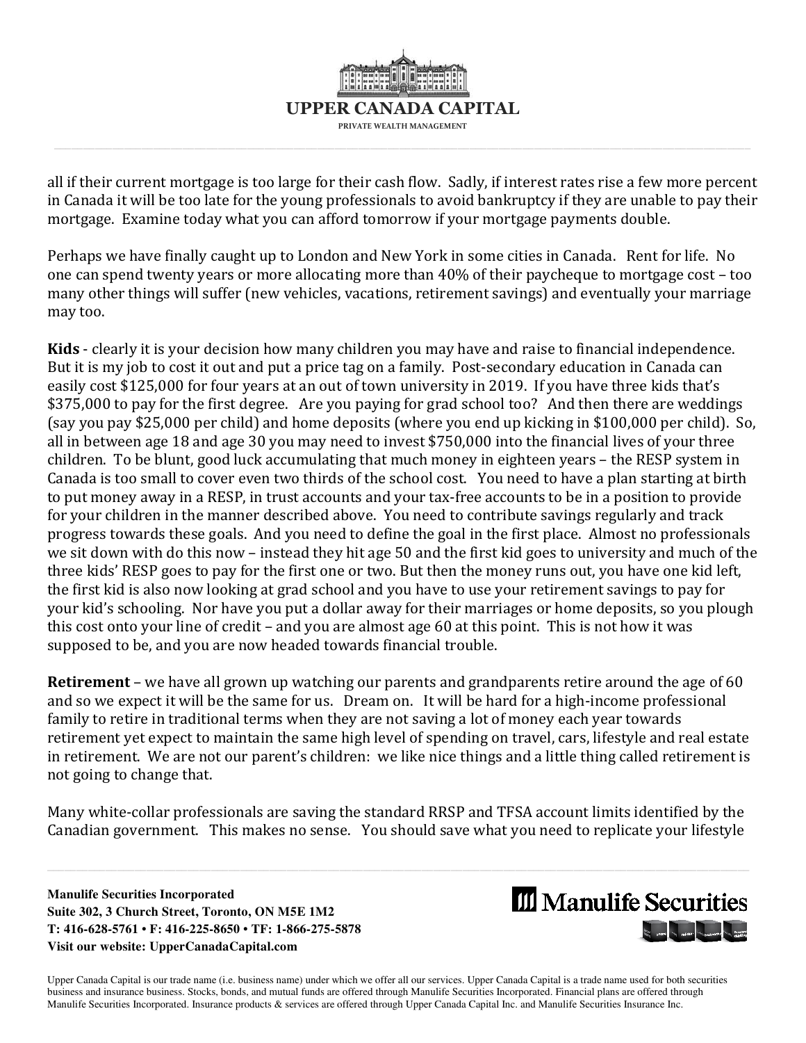all if their current mortgage is too large for their cash flow. Sadly, if interest rates rise a few more percent in Canada it will be too late for the young professionals to avoid bankruptcy if they are unable to pay their mortgage. Examine today what you can afford tomorrow if your mortgage payments double.

Perhaps we have finally caught up to London and New York in some cities in Canada. Rent for life. No one can spend twenty years or more allocating more than 40% of their paycheque to mortgage cost – too many other things will suffer (new vehicles, vacations, retirement savings) and eventually your marriage may too.

**Kids** - clearly it is your decision how many children you may have and raise to financial independence. But it is my job to cost it out and put a price tag on a family. Post-secondary education in Canada can easily cost $125,000 for four years at an out of town university in 2019. If you have three kids that's $375,000 to pay for the first degree. Are you paying for grad school too? And then there are weddings (say you pay $25,000 per child) and home deposits (where you end up kicking in $100,000 per child). So, all in between age 18 and age 30 you may need to invest $750,000 into the financial lives of your three children. To be blunt, good luck accumulating that much money in eighteen years – the RESP system in Canada is too small to cover even two thirds of the school cost. You need to have a plan starting at birth to put money away in a RESP, in trust accounts and your tax-free accounts to be in a position to provide for your children in the manner described above. You need to contribute savings regularly and track progress towards these goals. And you need to define the goal in the first place. Almost no professionals we sit down with do this now – instead they hit age 50 and the first kid goes to university and much of the three kids' RESP goes to pay for the first one or two. But then the money runs out, you have one kid left, the first kid is also now looking at grad school and you have to use your retirement savings to pay for your kid's schooling. Nor have you put a dollar away for their marriages or home deposits, so you plough this cost onto your line of credit – and you are almost age 60 at this point. This is not how it was supposed to be, and you are now headed towards financial trouble.

**Retirement** – we have all grown up watching our parents and grandparents retire around the age of 60 and so we expect it will be the same for us. Dream on. It will be hard for a high-income professional family to retire in traditional terms when they are not saving a lot of money each year towards retirement yet expect to maintain the same high level of spending on travel, cars, lifestyle and real estate in retirement. We are not our parent's children: we like nice things and a little thing called retirement is not going to change that.

Many white-collar professionals are saving the standard RRSP and TFSA account limits identified by the Canadian government. This makes no sense. You should save what you need to replicate your lifestyle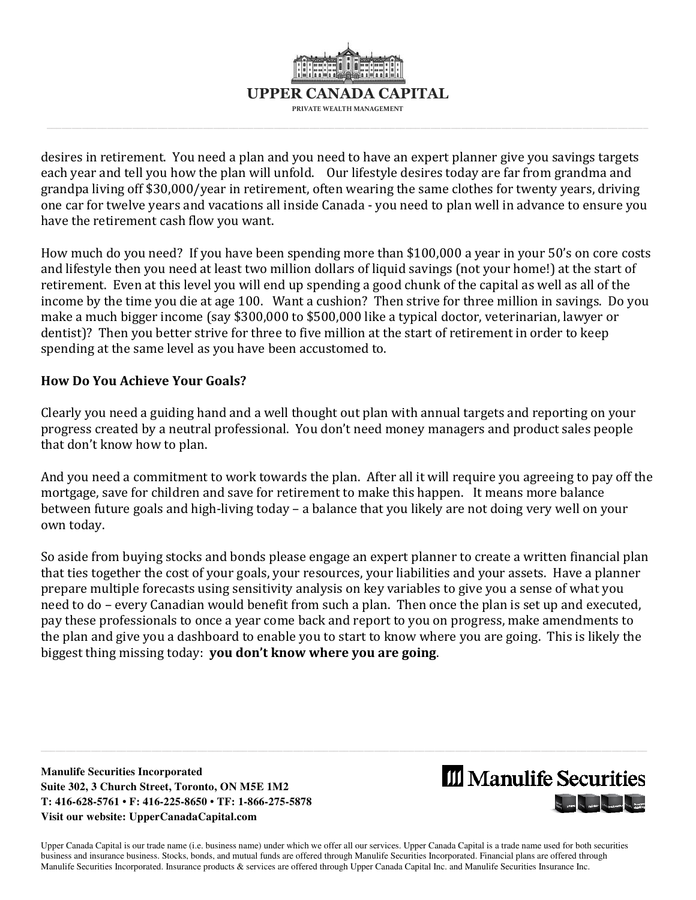desires in retirement. You need a plan and you need to have an expert planner give you savings targets each year and tell you how the plan will unfold. Our lifestyle desires today are far from grandma and grandpa living off $30,000/year in retirement, often wearing the same clothes for twenty years, driving one car for twelve years and vacations all inside Canada - you need to plan well in advance to ensure you have the retirement cash flow you want.

How much do you need? If you have been spending more than $100,000 a year in your 50's on core costs and lifestyle then you need at least two million dollars of liquid savings (not your home!) at the start of retirement. Even at this level you will end up spending a good chunk of the capital as well as all of the income by the time you die at age 100. Want a cushion? Then strive for three million in savings. Do you make a much bigger income (say $300,000 to $500,000 like a typical doctor, veterinarian, lawyer or dentist)? Then you better strive for three to five million at the start of retirement in order to keep spending at the same level as you have been accustomed to.

### How Do You Achieve Your Goals?

Clearly you need a guiding hand and a well thought out plan with annual targets and reporting on your progress created by a neutral professional. You don't need money managers and product sales people that don't know how to plan.

And you need a commitment to work towards the plan. After all it will require you agreeing to pay off the mortgage, save for children and save for retirement to make this happen. It means more balance between future goals and high-living today – a balance that you likely are not doing very well on your own today.

So aside from buying stocks and bonds please engage an expert planner to create a written financial plan that ties together the cost of your goals, your resources, your liabilities and your assets. Have a planner prepare multiple forecasts using sensitivity analysis on key variables to give you a sense of what you need to do – every Canadian would benefit from such a plan. Then once the plan is set up and executed, pay these professionals to once a year come back and report to you on progress, make amendments to the plan and give you a dashboard to enable you to start to know where you are going. This is likely the biggest thing missing today: **you don't know where you are going**.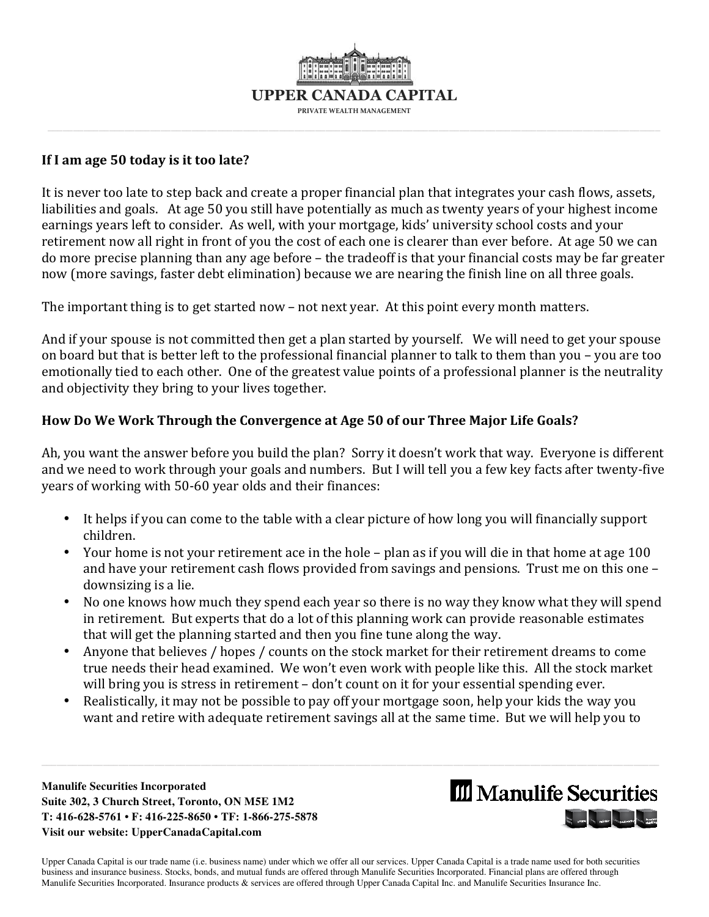**If I am age 50 today is it too late?**

It is never too late to step back and create a proper financial plan that integrates your cash flows, assets, liabilities and goals. At age 50 you still have potentially as much as twenty years of your highest income earnings years left to consider. As well, with your mortgage, kids' university school costs and your retirement now all right in front of you the cost of each one is clearer than ever before. At age 50 we can do more precise planning than any age before – the tradeoff is that your financial costs may be far greater now (more savings, faster debt elimination) because we are nearing the finish line on all three goals.

The important thing is to get started now – not next year. At this point every month matters.

And if your spouse is not committed then get a plan started by yourself. We will need to get your spouse on board but that is better left to the professional financial planner to talk to them than you – you are too emotionally tied to each other. One of the greatest value points of a professional planner is the neutrality and objectivity they bring to your lives together.

**How Do We Work Through the Convergence at Age 50 of our Three Major Life Goals?**

Ah, you want the answer before you build the plan? Sorry it doesn't work that way. Everyone is different and we need to work through your goals and numbers. But I will tell you a few key facts after twenty-five years of working with 50-60 year olds and their finances:

- It helps if you can come to the table with a clear picture of how long you will financially support children.
- Your home is not your retirement ace in the hole – plan as if you will die in that home at age 100 and have your retirement cash flows provided from savings and pensions. Trust me on this one – downsizing is a lie.
- No one knows how much they spend each year so there is no way they know what they will spend in retirement. But experts that do a lot of this planning work can provide reasonable estimates that will get the planning started and then you fine tune along the way.
- Anyone that believes / hopes / counts on the stock market for their retirement dreams to come true needs their head examined. We won't even work with people like this. All the stock market will bring you is stress in retirement – don't count on it for your essential spending ever.
- Realistically, it may not be possible to pay off your mortgage soon, help your kids the way you want and retire with adequate retirement savings all at the same time. But we will help you to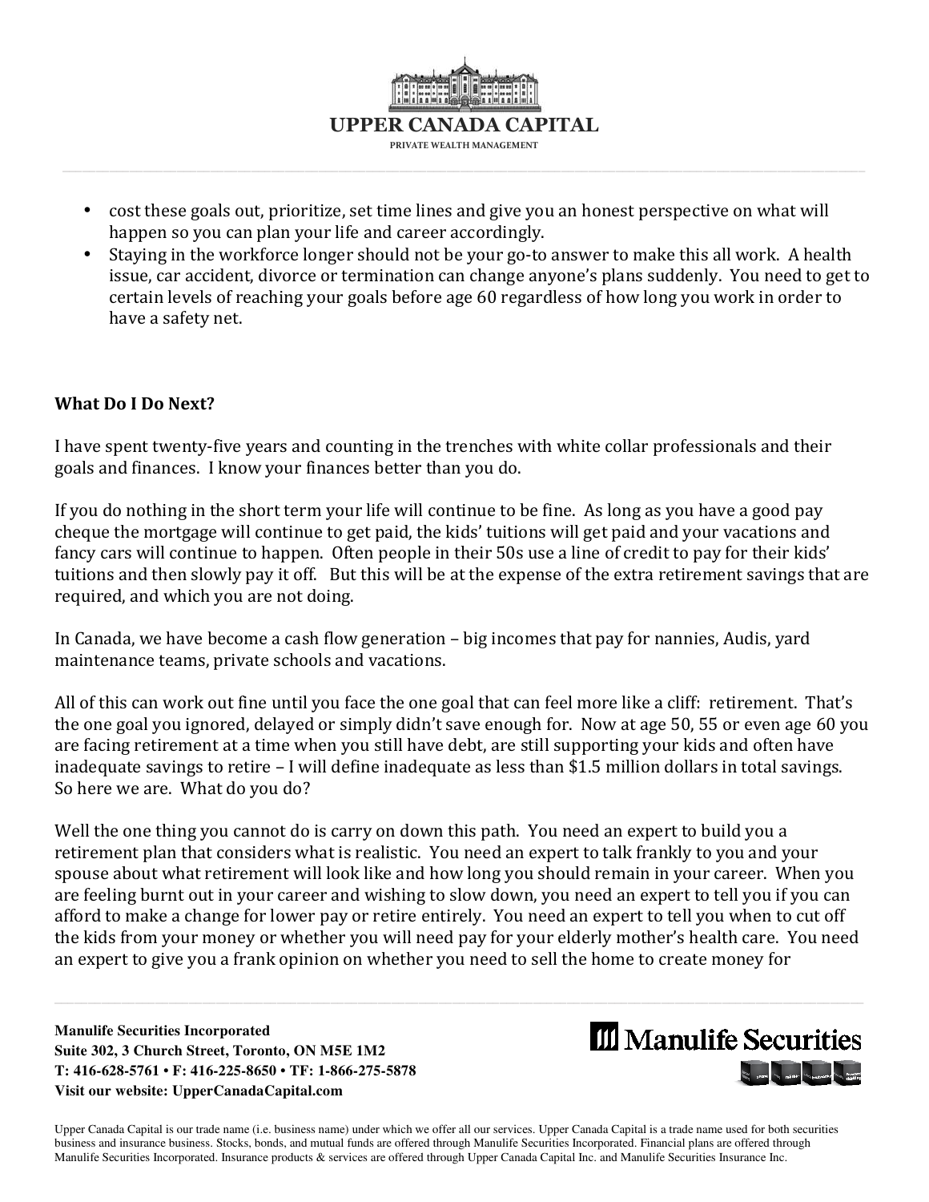- cost these goals out, prioritize, set time lines and give you an honest perspective on what will happen so you can plan your life and career accordingly.
- Staying in the workforce longer should not be your go-to answer to make this all work. A health issue, car accident, divorce or termination can change anyone's plans suddenly. You need to get to certain levels of reaching your goals before age 60 regardless of how long you work in order to have a safety net.

**What Do I Do Next?**

I have spent twenty-five years and counting in the trenches with white collar professionals and their goals and finances. I know your finances better than you do.

If you do nothing in the short term your life will continue to be fine. As long as you have a good pay cheque the mortgage will continue to get paid, the kids' tuitions will get paid and your vacations and fancy cars will continue to happen. Often people in their 50s use a line of credit to pay for their kids' tuitions and then slowly pay it off. But this will be at the expense of the extra retirement savings that are required, and which you are not doing.

In Canada, we have become a cash flow generation – big incomes that pay for nannies, Audis, yard maintenance teams, private schools and vacations.

All of this can work out fine until you face the one goal that can feel more like a cliff: retirement. That's the one goal you ignored, delayed or simply didn't save enough for. Now at age 50, 55 or even age 60 you are facing retirement at a time when you still have debt, are still supporting your kids and often have inadequate savings to retire – I will define inadequate as less than $1.5 million dollars in total savings. So here we are. What do you do?

Well the one thing you cannot do is carry on down this path. You need an expert to build you a retirement plan that considers what is realistic. You need an expert to talk frankly to you and your spouse about what retirement will look like and how long you should remain in your career. When you are feeling burnt out in your career and wishing to slow down, you need an expert to tell you if you can afford to make a change for lower pay or retire entirely. You need an expert to tell you when to cut off the kids from your money or whether you will need pay for your elderly mother's health care. You need an expert to give you a frank opinion on whether you need to sell the home to create money for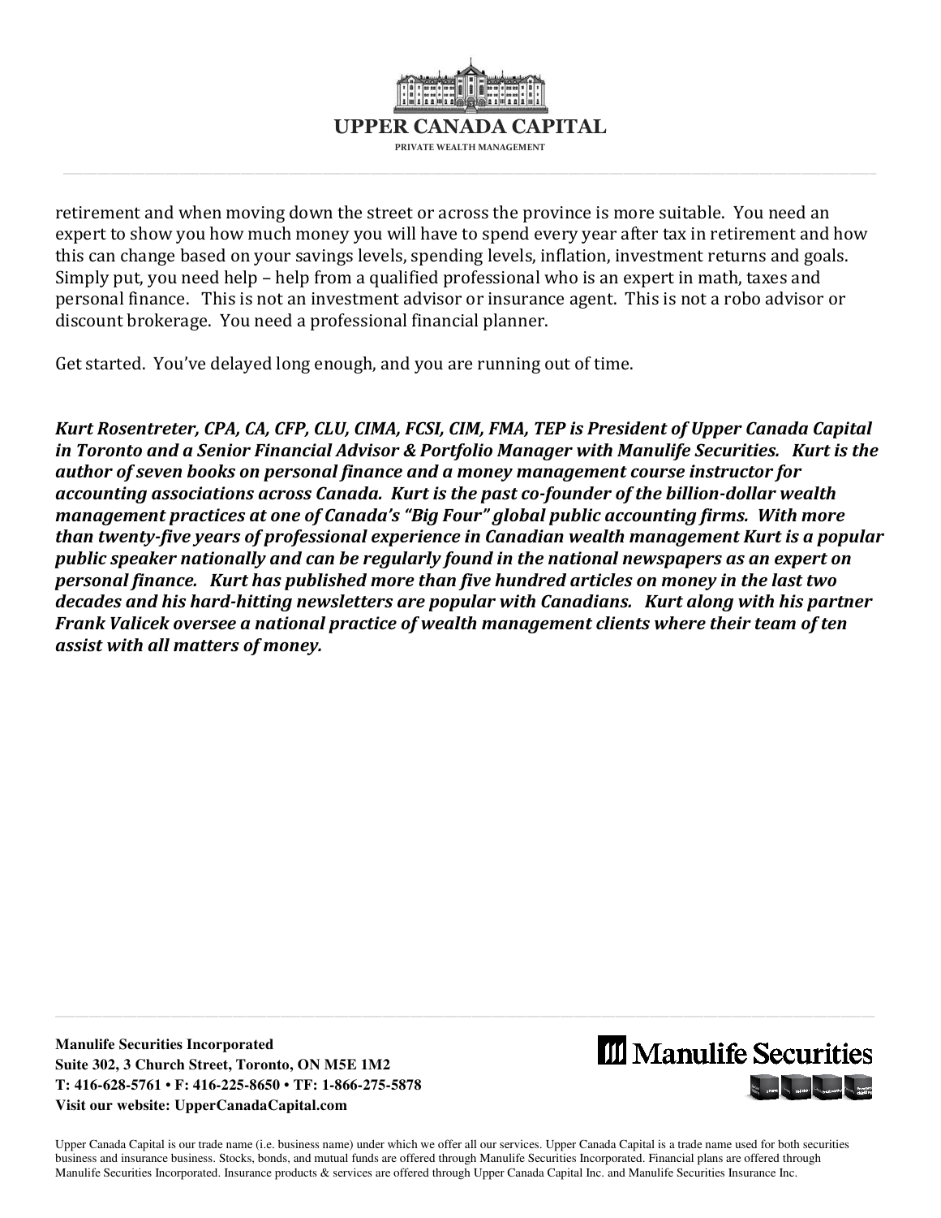retirement and when moving down the street or across the province is more suitable. You need an expert to show you how much money you will have to spend every year after tax in retirement and how this can change based on your savings levels, spending levels, inflation, investment returns and goals. Simply put, you need help – help from a qualified professional who is an expert in math, taxes and personal finance. This is not an investment advisor or insurance agent. This is not a robo advisor or discount brokerage. You need a professional financial planner.

Get started. You've delayed long enough, and you are running out of time.

***Kurt Rosentreter, CPA, CA, CFP, CLU, CIMA, FCSI, CIM, FMA, TEP is President of Upper Canada Capital in Toronto and a Senior Financial Advisor & Portfolio Manager with Manulife Securities. Kurt is the author of seven books on personal finance and a money management course instructor for accounting associations across Canada. Kurt is the past co-founder of the billion-dollar wealth management practices at one of Canada's "Big Four" global public accounting firms. With more than twenty-five years of professional experience in Canadian wealth management Kurt is a popular public speaker nationally and can be regularly found in the national newspapers as an expert on personal finance. Kurt has published more than five hundred articles on money in the last two decades and his hard-hitting newsletters are popular with Canadians. Kurt along with his partner Frank Valicek oversee a national practice of wealth management clients where their team of ten assist with all matters of money.***

**Manulife Securities Incorporated**
**Suite 302, 3 Church Street, Toronto, ON M5E 1M2**
**T: 416-628-5761 • F: 416-225-8650 • TF: 1-866-275-5878**
**Visit our website: UpperCanadaCapital.com**

Upper Canada Capital is our trade name (i.e. business name) under which we offer all our services. Upper Canada Capital is a trade name used for both securities business and insurance business. Stocks, bonds, and mutual funds are offered through Manulife Securities Incorporated. Financial plans are offered through Manulife Securities Incorporated. Insurance products & services are offered through Upper Canada Capital Inc. and Manulife Securities Insurance Inc.